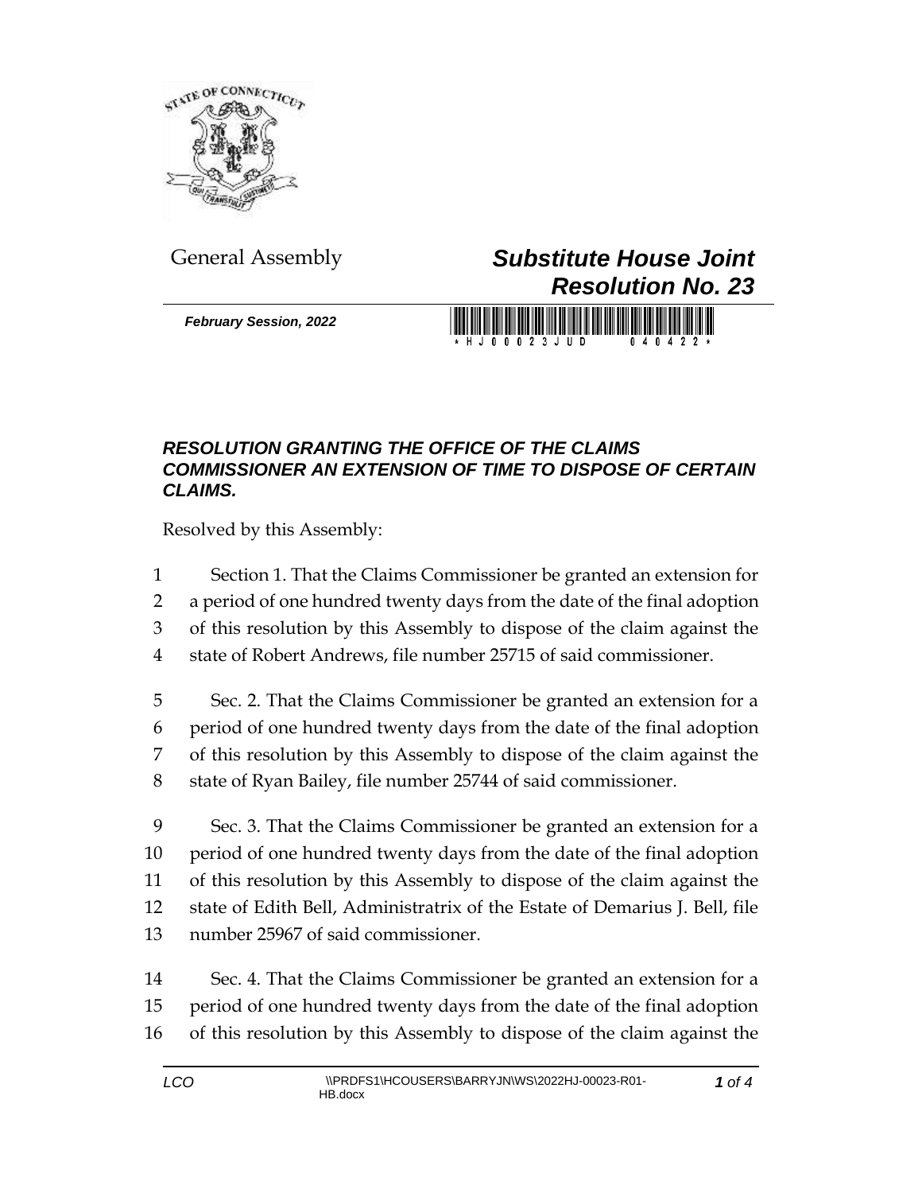General Assembly

# *Substitute House Joint Resolution No. 23*

***February Session, 2022***

### *RESOLUTION GRANTING THE OFFICE OF THE CLAIMS COMMISSIONER AN EXTENSION OF TIME TO DISPOSE OF CERTAIN CLAIMS.*

Resolved by this Assembly:

Section 1. That the Claims Commissioner be granted an extension for a period of one hundred twenty days from the date of the final adoption of this resolution by this Assembly to dispose of the claim against the state of Robert Andrews, file number 25715 of said commissioner.

Sec. 2. That the Claims Commissioner be granted an extension for a period of one hundred twenty days from the date of the final adoption of this resolution by this Assembly to dispose of the claim against the state of Ryan Bailey, file number 25744 of said commissioner.

Sec. 3. That the Claims Commissioner be granted an extension for a period of one hundred twenty days from the date of the final adoption of this resolution by this Assembly to dispose of the claim against the state of Edith Bell, Administratrix of the Estate of Demarius J. Bell, file number 25967 of said commissioner.

Sec. 4. That the Claims Commissioner be granted an extension for a period of one hundred twenty days from the date of the final adoption of this resolution by this Assembly to dispose of the claim against the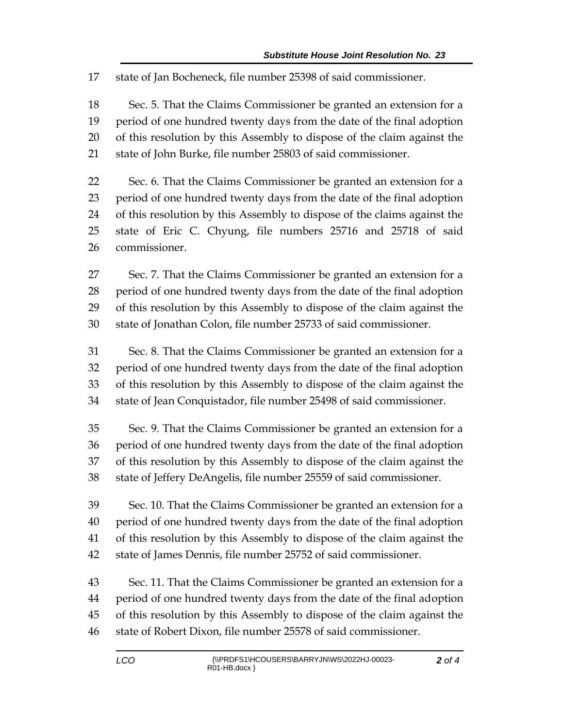state of Jan Bocheneck, file number 25398 of said commissioner.

Sec. 5. That the Claims Commissioner be granted an extension for a period of one hundred twenty days from the date of the final adoption of this resolution by this Assembly to dispose of the claim against the state of John Burke, file number 25803 of said commissioner.

Sec. 6. That the Claims Commissioner be granted an extension for a period of one hundred twenty days from the date of the final adoption of this resolution by this Assembly to dispose of the claims against the state of Eric C. Chyung, file numbers 25716 and 25718 of said commissioner.

Sec. 7. That the Claims Commissioner be granted an extension for a period of one hundred twenty days from the date of the final adoption of this resolution by this Assembly to dispose of the claim against the state of Jonathan Colon, file number 25733 of said commissioner.

Sec. 8. That the Claims Commissioner be granted an extension for a period of one hundred twenty days from the date of the final adoption of this resolution by this Assembly to dispose of the claim against the state of Jean Conquistador, file number 25498 of said commissioner.

Sec. 9. That the Claims Commissioner be granted an extension for a period of one hundred twenty days from the date of the final adoption of this resolution by this Assembly to dispose of the claim against the state of Jeffery DeAngelis, file number 25559 of said commissioner.

Sec. 10. That the Claims Commissioner be granted an extension for a period of one hundred twenty days from the date of the final adoption of this resolution by this Assembly to dispose of the claim against the state of James Dennis, file number 25752 of said commissioner.

Sec. 11. That the Claims Commissioner be granted an extension for a period of one hundred twenty days from the date of the final adoption of this resolution by this Assembly to dispose of the claim against the state of Robert Dixon, file number 25578 of said commissioner.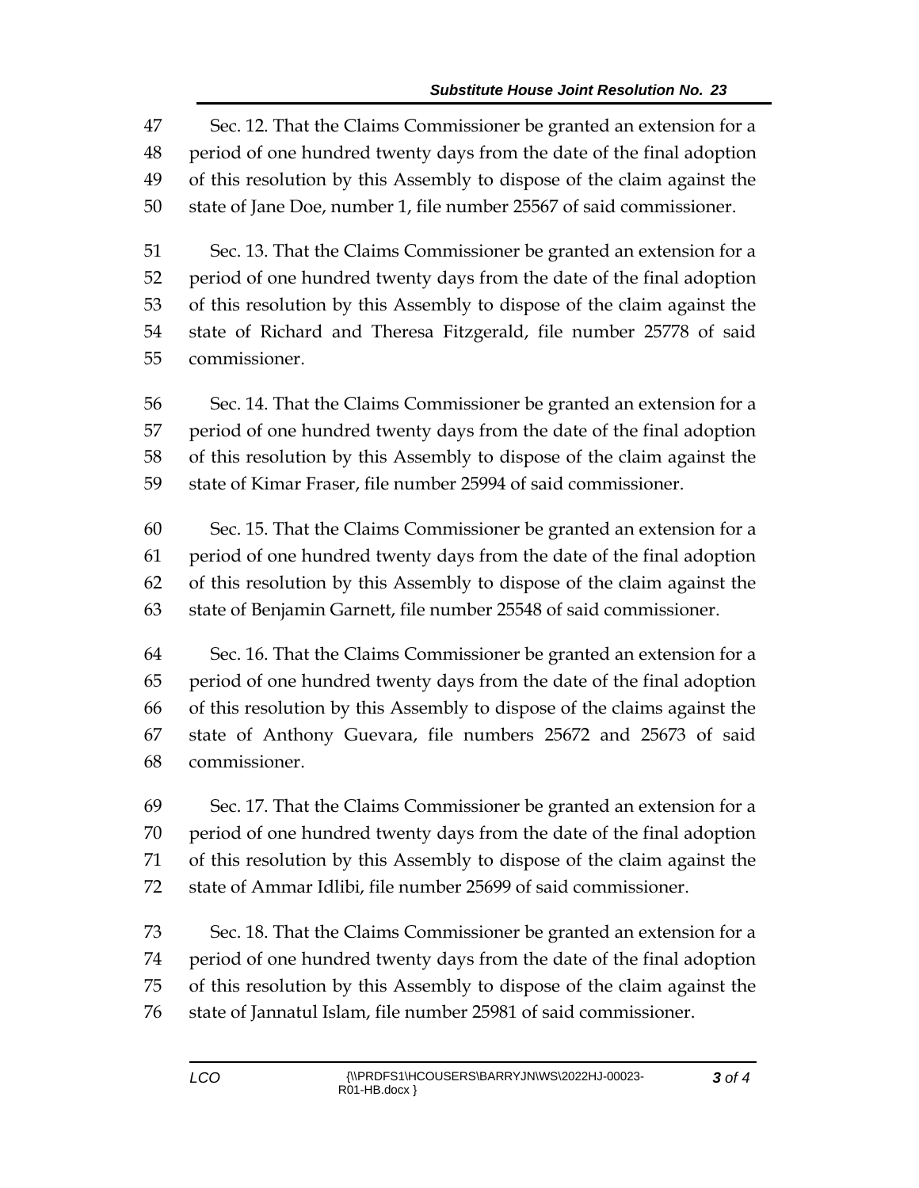Sec. 12. That the Claims Commissioner be granted an extension for a period of one hundred twenty days from the date of the final adoption of this resolution by this Assembly to dispose of the claim against the state of Jane Doe, number 1, file number 25567 of said commissioner.

Sec. 13. That the Claims Commissioner be granted an extension for a period of one hundred twenty days from the date of the final adoption of this resolution by this Assembly to dispose of the claim against the state of Richard and Theresa Fitzgerald, file number 25778 of said commissioner.

Sec. 14. That the Claims Commissioner be granted an extension for a period of one hundred twenty days from the date of the final adoption of this resolution by this Assembly to dispose of the claim against the state of Kimar Fraser, file number 25994 of said commissioner.

Sec. 15. That the Claims Commissioner be granted an extension for a period of one hundred twenty days from the date of the final adoption of this resolution by this Assembly to dispose of the claim against the state of Benjamin Garnett, file number 25548 of said commissioner.

Sec. 16. That the Claims Commissioner be granted an extension for a period of one hundred twenty days from the date of the final adoption of this resolution by this Assembly to dispose of the claims against the state of Anthony Guevara, file numbers 25672 and 25673 of said commissioner.

Sec. 17. That the Claims Commissioner be granted an extension for a period of one hundred twenty days from the date of the final adoption of this resolution by this Assembly to dispose of the claim against the state of Ammar Idlibi, file number 25699 of said commissioner.

Sec. 18. That the Claims Commissioner be granted an extension for a period of one hundred twenty days from the date of the final adoption of this resolution by this Assembly to dispose of the claim against the state of Jannatul Islam, file number 25981 of said commissioner.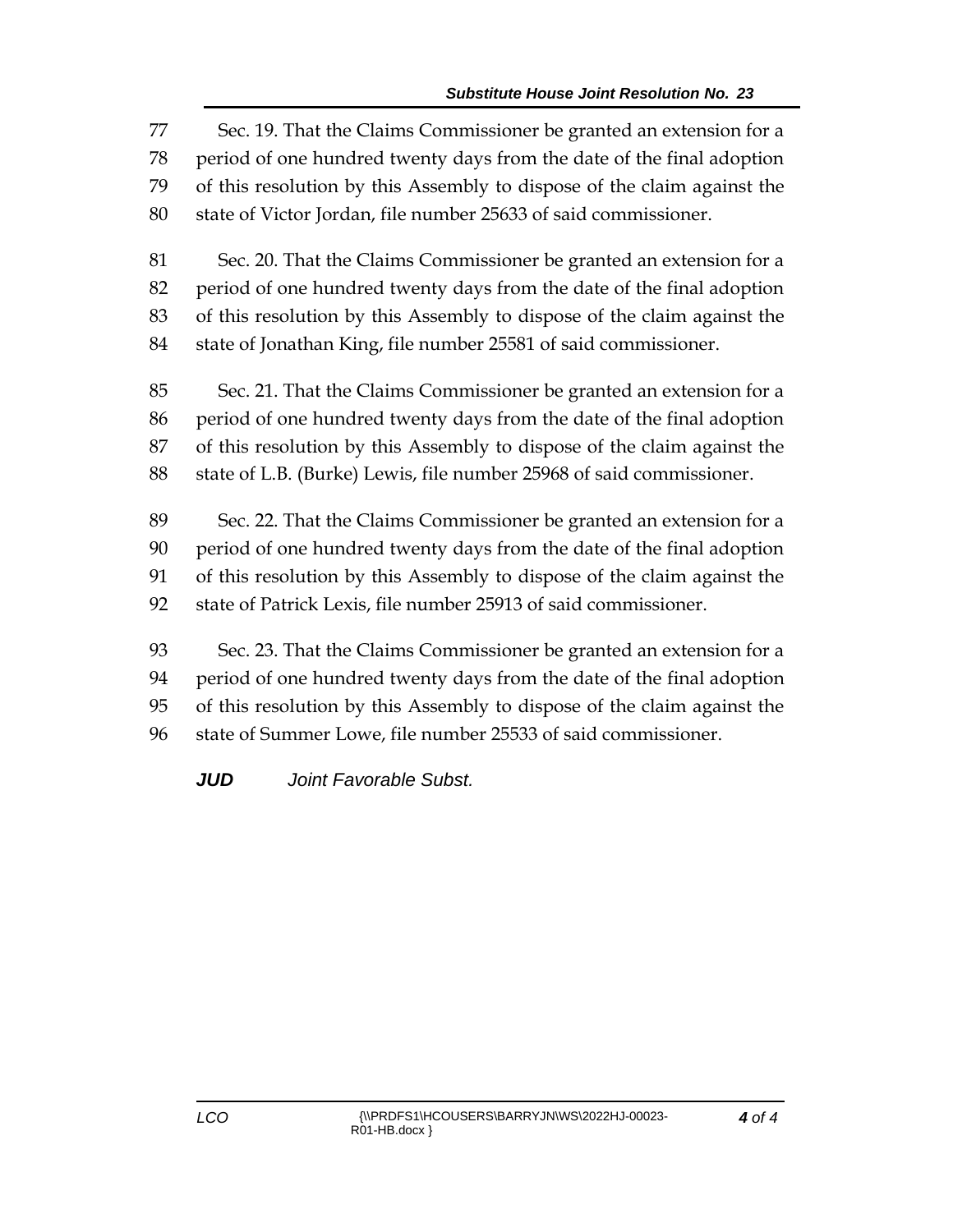Sec. 19. That the Claims Commissioner be granted an extension for a period of one hundred twenty days from the date of the final adoption of this resolution by this Assembly to dispose of the claim against the state of Victor Jordan, file number 25633 of said commissioner.

Sec. 20. That the Claims Commissioner be granted an extension for a period of one hundred twenty days from the date of the final adoption of this resolution by this Assembly to dispose of the claim against the state of Jonathan King, file number 25581 of said commissioner.

Sec. 21. That the Claims Commissioner be granted an extension for a period of one hundred twenty days from the date of the final adoption of this resolution by this Assembly to dispose of the claim against the state of L.B. (Burke) Lewis, file number 25968 of said commissioner.

Sec. 22. That the Claims Commissioner be granted an extension for a period of one hundred twenty days from the date of the final adoption of this resolution by this Assembly to dispose of the claim against the state of Patrick Lexis, file number 25913 of said commissioner.

Sec. 23. That the Claims Commissioner be granted an extension for a period of one hundred twenty days from the date of the final adoption of this resolution by this Assembly to dispose of the claim against the state of Summer Lowe, file number 25533 of said commissioner.

***JUD*** *Joint Favorable Subst.*